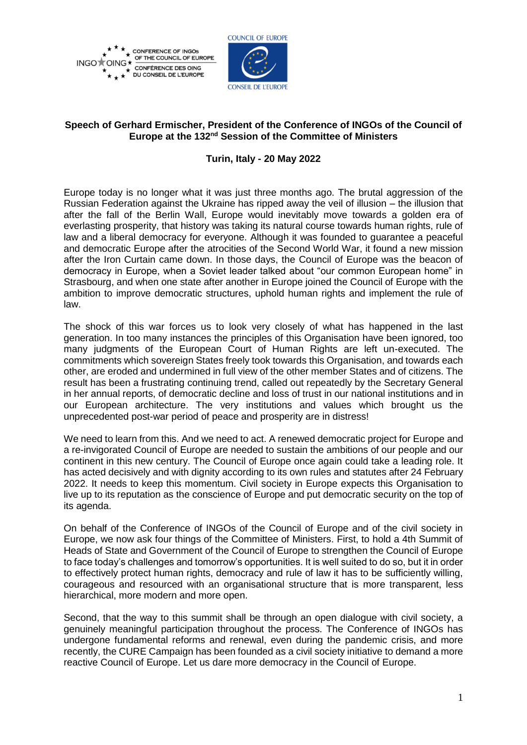CONFERENCE OF INGOs OF THE COUNCIL OF EUROPE
CONFÉRENCE DES OING DU CONSEIL DE L'EUROPE

COUNCIL OF EUROPE
CONSEIL DE L'EUROPE

**Speech of Gerhard Ermischer, President of the Conference of INGOs of the Council of Europe at the 132nd Session of the Committee of Ministers**

**Turin, Italy - 20 May 2022**

Europe today is no longer what it was just three months ago. The brutal aggression of the Russian Federation against the Ukraine has ripped away the veil of illusion – the illusion that after the fall of the Berlin Wall, Europe would inevitably move towards a golden era of everlasting prosperity, that history was taking its natural course towards human rights, rule of law and a liberal democracy for everyone. Although it was founded to guarantee a peaceful and democratic Europe after the atrocities of the Second World War, it found a new mission after the Iron Curtain came down. In those days, the Council of Europe was the beacon of democracy in Europe, when a Soviet leader talked about "our common European home" in Strasbourg, and when one state after another in Europe joined the Council of Europe with the ambition to improve democratic structures, uphold human rights and implement the rule of law.

The shock of this war forces us to look very closely of what has happened in the last generation. In too many instances the principles of this Organisation have been ignored, too many judgments of the European Court of Human Rights are left un-executed. The commitments which sovereign States freely took towards this Organisation, and towards each other, are eroded and undermined in full view of the other member States and of citizens. The result has been a frustrating continuing trend, called out repeatedly by the Secretary General in her annual reports, of democratic decline and loss of trust in our national institutions and in our European architecture. The very institutions and values which brought us the unprecedented post-war period of peace and prosperity are in distress!

We need to learn from this. And we need to act. A renewed democratic project for Europe and a re-invigorated Council of Europe are needed to sustain the ambitions of our people and our continent in this new century. The Council of Europe once again could take a leading role. It has acted decisively and with dignity according to its own rules and statutes after 24 February 2022. It needs to keep this momentum. Civil society in Europe expects this Organisation to live up to its reputation as the conscience of Europe and put democratic security on the top of its agenda.

On behalf of the Conference of INGOs of the Council of Europe and of the civil society in Europe, we now ask four things of the Committee of Ministers. First, to hold a 4th Summit of Heads of State and Government of the Council of Europe to strengthen the Council of Europe to face today's challenges and tomorrow's opportunities. It is well suited to do so, but it in order to effectively protect human rights, democracy and rule of law it has to be sufficiently willing, courageous and resourced with an organisational structure that is more transparent, less hierarchical, more modern and more open.

Second, that the way to this summit shall be through an open dialogue with civil society, a genuinely meaningful participation throughout the process. The Conference of INGOs has undergone fundamental reforms and renewal, even during the pandemic crisis, and more recently, the CURE Campaign has been founded as a civil society initiative to demand a more reactive Council of Europe. Let us dare more democracy in the Council of Europe.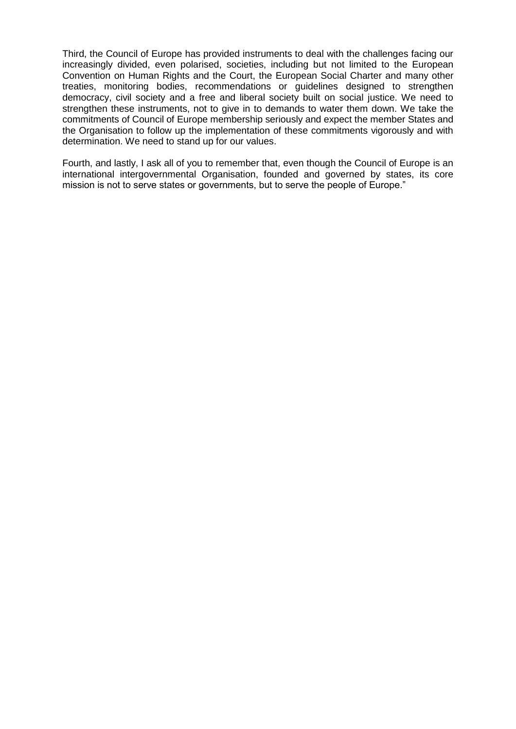Third, the Council of Europe has provided instruments to deal with the challenges facing our increasingly divided, even polarised, societies, including but not limited to the European Convention on Human Rights and the Court, the European Social Charter and many other treaties, monitoring bodies, recommendations or guidelines designed to strengthen democracy, civil society and a free and liberal society built on social justice. We need to strengthen these instruments, not to give in to demands to water them down. We take the commitments of Council of Europe membership seriously and expect the member States and the Organisation to follow up the implementation of these commitments vigorously and with determination. We need to stand up for our values.

Fourth, and lastly, I ask all of you to remember that, even though the Council of Europe is an international intergovernmental Organisation, founded and governed by states, its core mission is not to serve states or governments, but to serve the people of Europe."